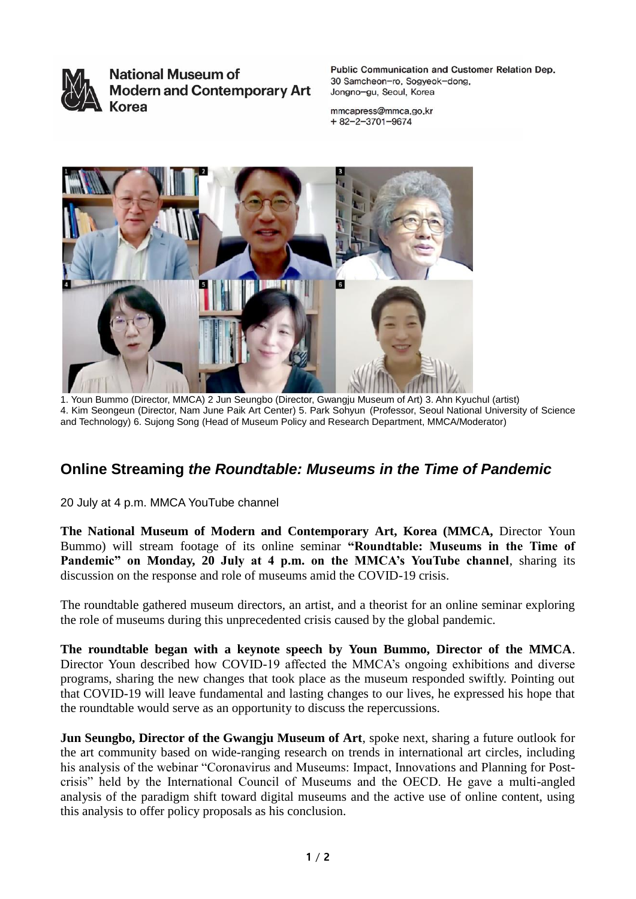**National Museum of Modern and Contemporary Art Korea**

Public Communication and Customer Relation Dep.
30 Samcheon-ro, Sogyeok-dong, Jongno-gu, Seoul, Korea

mmcapress@mmca.go.kr
+ 82-2-3701-9674

1. Youn Bummo (Director, MMCA) 2 Jun Seungbo (Director, Gwangju Museum of Art) 3. Ahn Kyuchul (artist) 4. Kim Seongeun (Director, Nam June Paik Art Center) 5. Park Sohyun (Professor, Seoul National University of Science and Technology) 6. Sujong Song (Head of Museum Policy and Research Department, MMCA/Moderator)

## Online Streaming *the Roundtable: Museums in the Time of Pandemic*

20 July at 4 p.m. MMCA YouTube channel

**The National Museum of Modern and Contemporary Art, Korea (MMCA,** Director Youn Bummo) will stream footage of its online seminar **"Roundtable: Museums in the Time of Pandemic" on Monday, 20 July at 4 p.m. on the MMCA's YouTube channel**, sharing its discussion on the response and role of museums amid the COVID-19 crisis.

The roundtable gathered museum directors, an artist, and a theorist for an online seminar exploring the role of museums during this unprecedented crisis caused by the global pandemic.

**The roundtable began with a keynote speech by Youn Bummo, Director of the MMCA**. Director Youn described how COVID-19 affected the MMCA's ongoing exhibitions and diverse programs, sharing the new changes that took place as the museum responded swiftly. Pointing out that COVID-19 will leave fundamental and lasting changes to our lives, he expressed his hope that the roundtable would serve as an opportunity to discuss the repercussions.

**Jun Seungbo, Director of the Gwangju Museum of Art**, spoke next, sharing a future outlook for the art community based on wide-ranging research on trends in international art circles, including his analysis of the webinar "Coronavirus and Museums: Impact, Innovations and Planning for Post-crisis" held by the International Council of Museums and the OECD. He gave a multi-angled analysis of the paradigm shift toward digital museums and the active use of online content, using this analysis to offer policy proposals as his conclusion.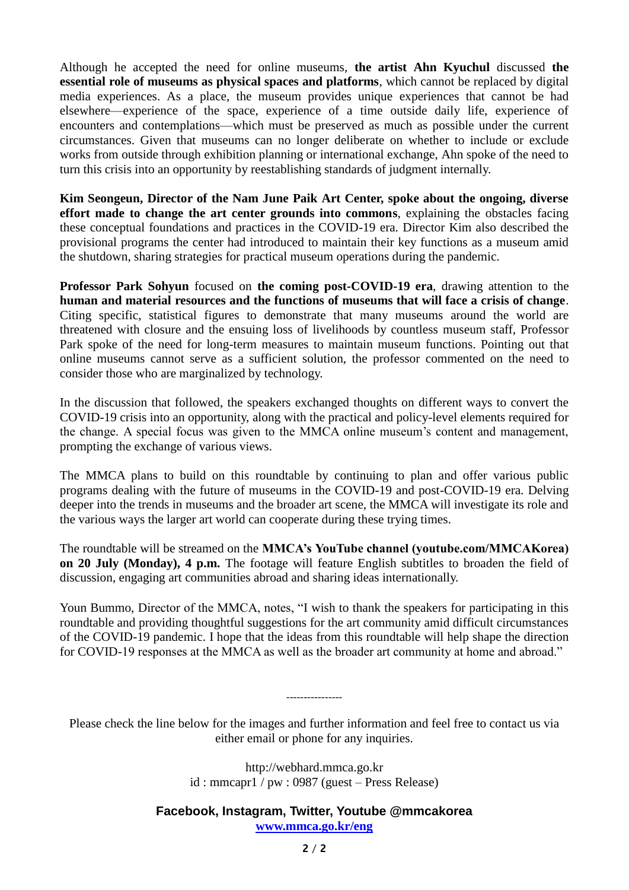Although he accepted the need for online museums, **the artist Ahn Kyuchul** discussed **the essential role of museums as physical spaces and platforms**, which cannot be replaced by digital media experiences. As a place, the museum provides unique experiences that cannot be had elsewhere—experience of the space, experience of a time outside daily life, experience of encounters and contemplations—which must be preserved as much as possible under the current circumstances. Given that museums can no longer deliberate on whether to include or exclude works from outside through exhibition planning or international exchange, Ahn spoke of the need to turn this crisis into an opportunity by reestablishing standards of judgment internally.

**Kim Seongeun, Director of the Nam June Paik Art Center, spoke about the ongoing, diverse effort made to change the art center grounds into commons**, explaining the obstacles facing these conceptual foundations and practices in the COVID-19 era. Director Kim also described the provisional programs the center had introduced to maintain their key functions as a museum amid the shutdown, sharing strategies for practical museum operations during the pandemic.

**Professor Park Sohyun** focused on **the coming post-COVID-19 era**, drawing attention to the **human and material resources and the functions of museums that will face a crisis of change**. Citing specific, statistical figures to demonstrate that many museums around the world are threatened with closure and the ensuing loss of livelihoods by countless museum staff, Professor Park spoke of the need for long-term measures to maintain museum functions. Pointing out that online museums cannot serve as a sufficient solution, the professor commented on the need to consider those who are marginalized by technology.

In the discussion that followed, the speakers exchanged thoughts on different ways to convert the COVID-19 crisis into an opportunity, along with the practical and policy-level elements required for the change. A special focus was given to the MMCA online museum's content and management, prompting the exchange of various views.

The MMCA plans to build on this roundtable by continuing to plan and offer various public programs dealing with the future of museums in the COVID-19 and post-COVID-19 era. Delving deeper into the trends in museums and the broader art scene, the MMCA will investigate its role and the various ways the larger art world can cooperate during these trying times.

The roundtable will be streamed on the **MMCA's YouTube channel (youtube.com/MMCAKorea) on 20 July (Monday), 4 p.m.** The footage will feature English subtitles to broaden the field of discussion, engaging art communities abroad and sharing ideas internationally.

Youn Bummo, Director of the MMCA, notes, "I wish to thank the speakers for participating in this roundtable and providing thoughtful suggestions for the art community amid difficult circumstances of the COVID-19 pandemic. I hope that the ideas from this roundtable will help shape the direction for COVID-19 responses at the MMCA as well as the broader art community at home and abroad."

----------------

Please check the line below for the images and further information and feel free to contact us via either email or phone for any inquiries.

http://webhard.mmca.go.kr
id : mmcapr1 / pw : 0987 (guest – Press Release)

**Facebook, Instagram, Twitter, Youtube @mmcakorea**
**www.mmca.go.kr/eng**